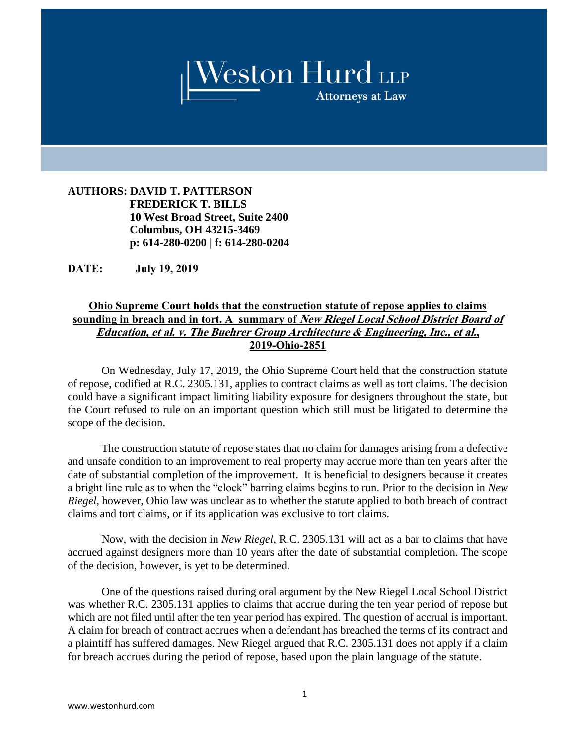# Weston Hurd LLP

Attorneys at Law

**AUTHORS: DAVID T. PATTERSON**
**FREDERICK T. BILLS**
**10 West Broad Street, Suite 2400**
**Columbus, OH 43215-3469**
**p: 614-280-0200 | f: 614-280-0204**

**DATE: July 19, 2019**

## Ohio Supreme Court holds that the construction statute of repose applies to claims sounding in breach and in tort. A summary of *New Riegel Local School District Board of Education, et al. v. The Buehrer Group Architecture & Engineering, Inc., et al.*, 2019-Ohio-2851

On Wednesday, July 17, 2019, the Ohio Supreme Court held that the construction statute of repose, codified at R.C. 2305.131, applies to contract claims as well as tort claims. The decision could have a significant impact limiting liability exposure for designers throughout the state, but the Court refused to rule on an important question which still must be litigated to determine the scope of the decision.

The construction statute of repose states that no claim for damages arising from a defective and unsafe condition to an improvement to real property may accrue more than ten years after the date of substantial completion of the improvement. It is beneficial to designers because it creates a bright line rule as to when the "clock" barring claims begins to run. Prior to the decision in *New Riegel*, however, Ohio law was unclear as to whether the statute applied to both breach of contract claims and tort claims, or if its application was exclusive to tort claims.

Now, with the decision in *New Riegel*, R.C. 2305.131 will act as a bar to claims that have accrued against designers more than 10 years after the date of substantial completion. The scope of the decision, however, is yet to be determined.

One of the questions raised during oral argument by the New Riegel Local School District was whether R.C. 2305.131 applies to claims that accrue during the ten year period of repose but which are not filed until after the ten year period has expired. The question of accrual is important. A claim for breach of contract accrues when a defendant has breached the terms of its contract and a plaintiff has suffered damages. New Riegel argued that R.C. 2305.131 does not apply if a claim for breach accrues during the period of repose, based upon the plain language of the statute.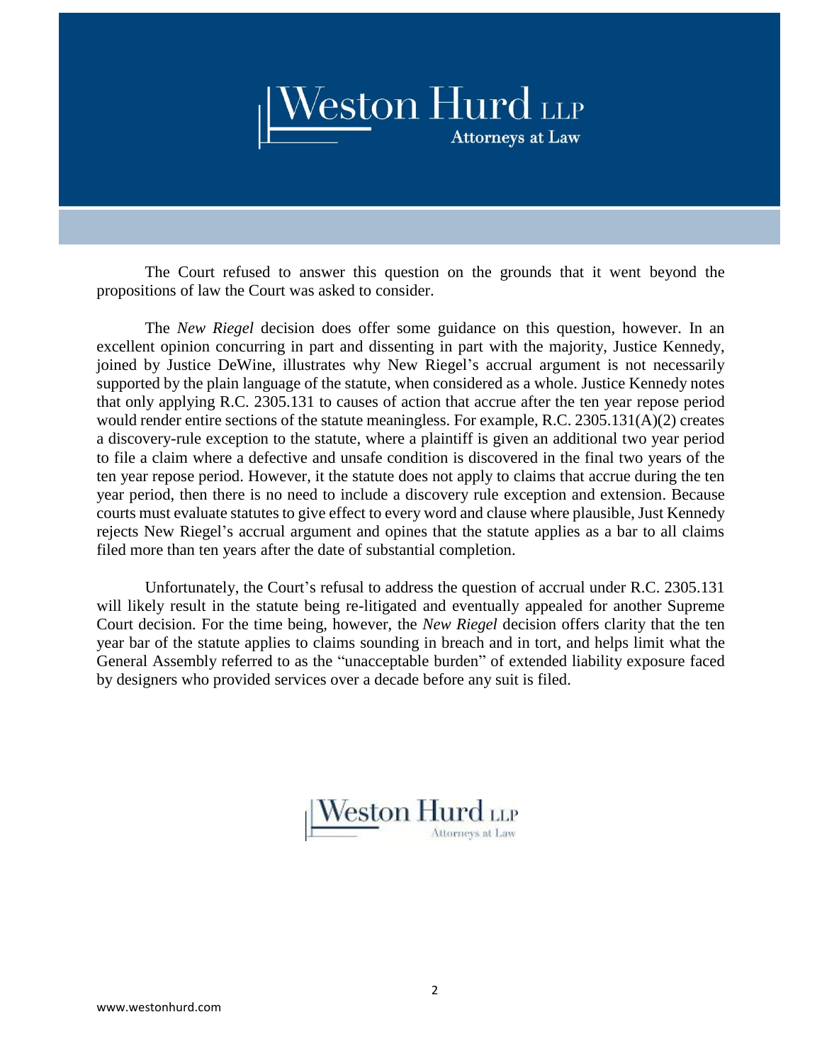The Court refused to answer this question on the grounds that it went beyond the propositions of law the Court was asked to consider.

The *New Riegel* decision does offer some guidance on this question, however. In an excellent opinion concurring in part and dissenting in part with the majority, Justice Kennedy, joined by Justice DeWine, illustrates why New Riegel's accrual argument is not necessarily supported by the plain language of the statute, when considered as a whole. Justice Kennedy notes that only applying R.C. 2305.131 to causes of action that accrue after the ten year repose period would render entire sections of the statute meaningless. For example, R.C. 2305.131(A)(2) creates a discovery-rule exception to the statute, where a plaintiff is given an additional two year period to file a claim where a defective and unsafe condition is discovered in the final two years of the ten year repose period. However, it the statute does not apply to claims that accrue during the ten year period, then there is no need to include a discovery rule exception and extension. Because courts must evaluate statutes to give effect to every word and clause where plausible, Just Kennedy rejects New Riegel's accrual argument and opines that the statute applies as a bar to all claims filed more than ten years after the date of substantial completion.

Unfortunately, the Court's refusal to address the question of accrual under R.C. 2305.131 will likely result in the statute being re-litigated and eventually appealed for another Supreme Court decision. For the time being, however, the *New Riegel* decision offers clarity that the ten year bar of the statute applies to claims sounding in breach and in tort, and helps limit what the General Assembly referred to as the "unacceptable burden" of extended liability exposure faced by designers who provided services over a decade before any suit is filed.